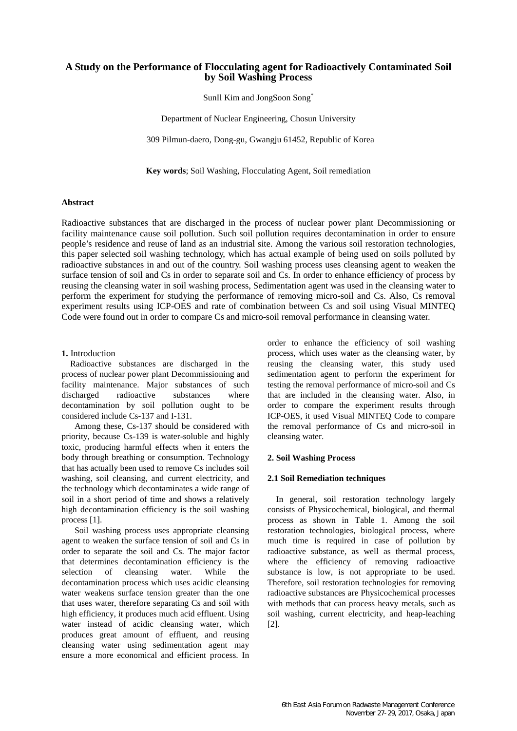# A Study on the Performance of Flocculating agent for Radioactively Contaminated Soil by Soil Washing Process

SunIl Kim and JongSoon Song*

Department of Nuclear Engineering, Chosun University

309 Pilmun-daero, Dong-gu, Gwangju 61452, Republic of Korea

**Key words**; Soil Washing, Flocculating Agent, Soil remediation

## Abstract

Radioactive substances that are discharged in the process of nuclear power plant Decommissioning or facility maintenance cause soil pollution. Such soil pollution requires decontamination in order to ensure people's residence and reuse of land as an industrial site. Among the various soil restoration technologies, this paper selected soil washing technology, which has actual example of being used on soils polluted by radioactive substances in and out of the country. Soil washing process uses cleansing agent to weaken the surface tension of soil and Cs in order to separate soil and Cs. In order to enhance efficiency of process by reusing the cleansing water in soil washing process, Sedimentation agent was used in the cleansing water to perform the experiment for studying the performance of removing micro-soil and Cs. Also, Cs removal experiment results using ICP-OES and rate of combination between Cs and soil using Visual MINTEQ Code were found out in order to compare Cs and micro-soil removal performance in cleansing water.

## **1.** Introduction

Radioactive substances are discharged in the process of nuclear power plant Decommissioning and facility maintenance. Major substances of such discharged radioactive substances where decontamination by soil pollution ought to be considered include Cs-137 and I-131.

Among these, Cs-137 should be considered with priority, because Cs-139 is water-soluble and highly toxic, producing harmful effects when it enters the body through breathing or consumption. Technology that has actually been used to remove Cs includes soil washing, soil cleansing, and current electricity, and the technology which decontaminates a wide range of soil in a short period of time and shows a relatively high decontamination efficiency is the soil washing process [1].

Soil washing process uses appropriate cleansing agent to weaken the surface tension of soil and Cs in order to separate the soil and Cs. The major factor that determines decontamination efficiency is the selection of cleansing water. While the decontamination process which uses acidic cleansing water weakens surface tension greater than the one that uses water, therefore separating Cs and soil with high efficiency, it produces much acid effluent. Using water instead of acidic cleansing water, which produces great amount of effluent, and reusing cleansing water using sedimentation agent may ensure a more economical and efficient process. In order to enhance the efficiency of soil washing process, which uses water as the cleansing water, by reusing the cleansing water, this study used sedimentation agent to perform the experiment for testing the removal performance of micro-soil and Cs that are included in the cleansing water. Also, in order to compare the experiment results through ICP-OES, it used Visual MINTEQ Code to compare the removal performance of Cs and micro-soil in cleansing water.

## 2. Soil Washing Process

### 2.1 Soil Remediation techniques

In general, soil restoration technology largely consists of Physicochemical, biological, and thermal process as shown in Table 1. Among the soil restoration technologies, biological process, where much time is required in case of pollution by radioactive substance, as well as thermal process, where the efficiency of removing radioactive substance is low, is not appropriate to be used. Therefore, soil restoration technologies for removing radioactive substances are Physicochemical processes with methods that can process heavy metals, such as soil washing, current electricity, and heap-leaching [2].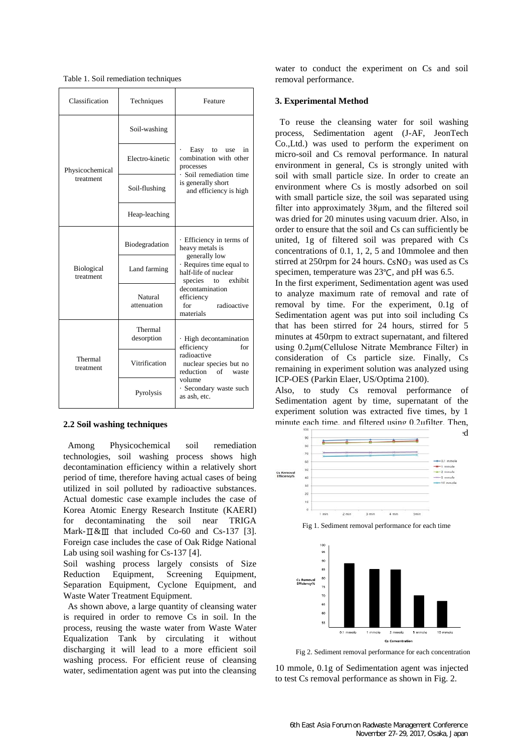Table 1. Soil remediation techniques

| Classification | Techniques | Feature |
|---|---|---|
| Physicochemical treatment | Soil-washing | · Easy to use in combination with other processes<br>· Soil remediation time is generally short and efficiency is high |
| | Electro-kinetic | |
| | Soil-flushing | |
| | Heap-leaching | |
| Biological treatment | Biodegradation | · Efficiency in terms of heavy metals is generally low<br>· Requires time equal to half-life of nuclear species to exhibit decontamination efficiency for radioactive materials |
| | Land farming | |
| | Natural attenuation | |
| Thermal treatment | Thermal desorption | · High decontamination efficiency for radioactive nuclear species but no reduction of waste volume<br>· Secondary waste such as ash, etc. |
| | Vitrification | |
| | Pyrolysis | |

### 2.2 Soil washing techniques

Among Physicochemical soil remediation technologies, soil washing process shows high decontamination efficiency within a relatively short period of time, therefore having actual cases of being utilized in soil polluted by radioactive substances. Actual domestic case example includes the case of Korea Atomic Energy Research Institute (KAERI) for decontaminating the soil near TRIGA Mark-Ⅱ&Ⅲ that included Co-60 and Cs-137 [3]. Foreign case includes the case of Oak Ridge National Lab using soil washing for Cs-137 [4].

Soil washing process largely consists of Size Reduction Equipment, Screening Equipment, Separation Equipment, Cyclone Equipment, and Waste Water Treatment Equipment.

As shown above, a large quantity of cleansing water is required in order to remove Cs in soil. In the process, reusing the waste water from Waste Water Equalization Tank by circulating it without discharging it will lead to a more efficient soil washing process. For efficient reuse of cleansing water, sedimentation agent was put into the cleansing water to conduct the experiment on Cs and soil removal performance.

### 3. Experimental Method

To reuse the cleansing water for soil washing process, Sedimentation agent (J-AF, JeonTech Co.,Ltd.) was used to perform the experiment on micro-soil and Cs removal performance. In natural environment in general, Cs is strongly united with soil with small particle size. In order to create an environment where Cs is mostly adsorbed on soil with small particle size, the soil was separated using filter into approximately 38μm, and the filtered soil was dried for 20 minutes using vacuum drier. Also, in order to ensure that the soil and Cs can sufficiently be united, 1g of filtered soil was prepared with Cs concentrations of 0.1, 1, 2, 5 and 10mmolee and then stirred at 250rpm for 24 hours. $CsNO_3$ was used as Cs specimen, temperature was 23℃, and pH was 6.5.

In the first experiment, Sedimentation agent was used to analyze maximum rate of removal and rate of removal by time. For the experiment, 0.1g of Sedimentation agent was put into soil including Cs that has been stirred for 24 hours, stirred for 5 minutes at 450rpm to extract supernatant, and filtered using 0.2μm(Cellulose Nitrate Membrance Filter) in consideration of Cs particle size. Finally, Cs remaining in experiment solution was analyzed using ICP-OES (Parkin Elaer, US/Optima 2100).

Also, to study Cs removal performance of Sedimentation agent by time, supernatant of the experiment solution was extracted five times, by 1 minute each time, and filtered using 0.2μfilter. Then, ·d

Fig 1. Sediment removal performance for each time

Fig 2. Sediment removal performance for each concentration

10 mmole, 0.1g of Sedimentation agent was injected to test Cs removal performance as shown in Fig. 2.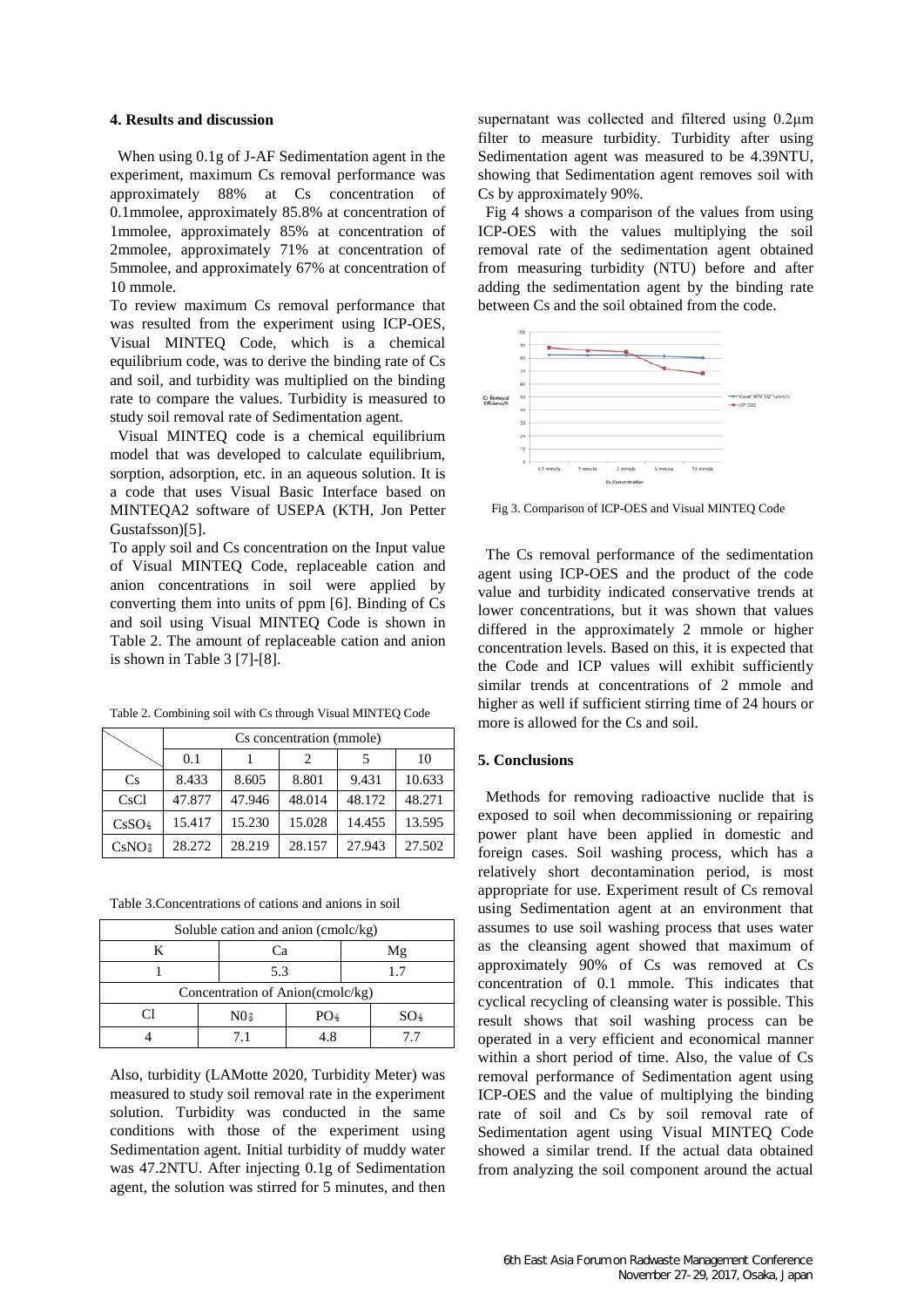## 4. Results and discussion

When using 0.1g of J-AF Sedimentation agent in the experiment, maximum Cs removal performance was approximately 88% at Cs concentration of 0.1mmolee, approximately 85.8% at concentration of 1mmolee, approximately 85% at concentration of 2mmolee, approximately 71% at concentration of 5mmolee, and approximately 67% at concentration of 10 mmole.

To review maximum Cs removal performance that was resulted from the experiment using ICP-OES, Visual MINTEQ Code, which is a chemical equilibrium code, was to derive the binding rate of Cs and soil, and turbidity was multiplied on the binding rate to compare the values. Turbidity is measured to study soil removal rate of Sedimentation agent.

Visual MINTEQ code is a chemical equilibrium model that was developed to calculate equilibrium, sorption, adsorption, etc. in an aqueous solution. It is a code that uses Visual Basic Interface based on MINTEQA2 software of USEPA (KTH, Jon Petter Gustafsson)[5].

To apply soil and Cs concentration on the Input value of Visual MINTEQ Code, replaceable cation and anion concentrations in soil were applied by converting them into units of ppm [6]. Binding of Cs and soil using Visual MINTEQ Code is shown in Table 2. The amount of replaceable cation and anion is shown in Table 3 [7]-[8].

Table 2. Combining soil with Cs through Visual MINTEQ Code

| | Cs concentration (mmole) | | | | |
|---|---|---|---|---|---|
| | 0.1 | 1 | 2 | 5 | 10 |
| Cs | 8.433 | 8.605 | 8.801 | 9.431 | 10.633 |
| CsCl | 47.877 | 47.946 | 48.014 | 48.172 | 48.271 |
| $CsSO_4^-$ | 15.417 | 15.230 | 15.028 | 14.455 | 13.595 |
| $CsNO_3$ | 28.272 | 28.219 | 28.157 | 27.943 | 27.502 |

Table 3.Concentrations of cations and anions in soil

| Soluble cation and anion (cmolc/kg) | | | |
|---|---|---|---|
| K | Ca | Mg | |
| 1 | 5.3 | 1.7 | |
| **Concentration of Anion(cmolc/kg)** | | | |
| Cl | $NO_3^-$ | $PO_4^-$ | $SO_4^-$ |
| 4 | 7.1 | 4.8 | 7.7 |

Also, turbidity (LAMotte 2020, Turbidity Meter) was measured to study soil removal rate in the experiment solution. Turbidity was conducted in the same conditions with those of the experiment using Sedimentation agent. Initial turbidity of muddy water was 47.2NTU. After injecting 0.1g of Sedimentation agent, the solution was stirred for 5 minutes, and then supernatant was collected and filtered using 0.2μm filter to measure turbidity. Turbidity after using Sedimentation agent was measured to be 4.39NTU, showing that Sedimentation agent removes soil with Cs by approximately 90%.

Fig 4 shows a comparison of the values from using ICP-OES with the values multiplying the soil removal rate of the sedimentation agent obtained from measuring turbidity (NTU) before and after adding the sedimentation agent by the binding rate between Cs and the soil obtained from the code.

Fig 3. Comparison of ICP-OES and Visual MINTEQ Code

The Cs removal performance of the sedimentation agent using ICP-OES and the product of the code value and turbidity indicated conservative trends at lower concentrations, but it was shown that values differed in the approximately 2 mmole or higher concentration levels. Based on this, it is expected that the Code and ICP values will exhibit sufficiently similar trends at concentrations of 2 mmole and higher as well if sufficient stirring time of 24 hours or more is allowed for the Cs and soil.

## 5. Conclusions

Methods for removing radioactive nuclide that is exposed to soil when decommissioning or repairing power plant have been applied in domestic and foreign cases. Soil washing process, which has a relatively short decontamination period, is most appropriate for use. Experiment result of Cs removal using Sedimentation agent at an environment that assumes to use soil washing process that uses water as the cleansing agent showed that maximum of approximately 90% of Cs was removed at Cs concentration of 0.1 mmole. This indicates that cyclical recycling of cleansing water is possible. This result shows that soil washing process can be operated in a very efficient and economical manner within a short period of time. Also, the value of Cs removal performance of Sedimentation agent using ICP-OES and the value of multiplying the binding rate of soil and Cs by soil removal rate of Sedimentation agent using Visual MINTEQ Code showed a similar trend. If the actual data obtained from analyzing the soil component around the actual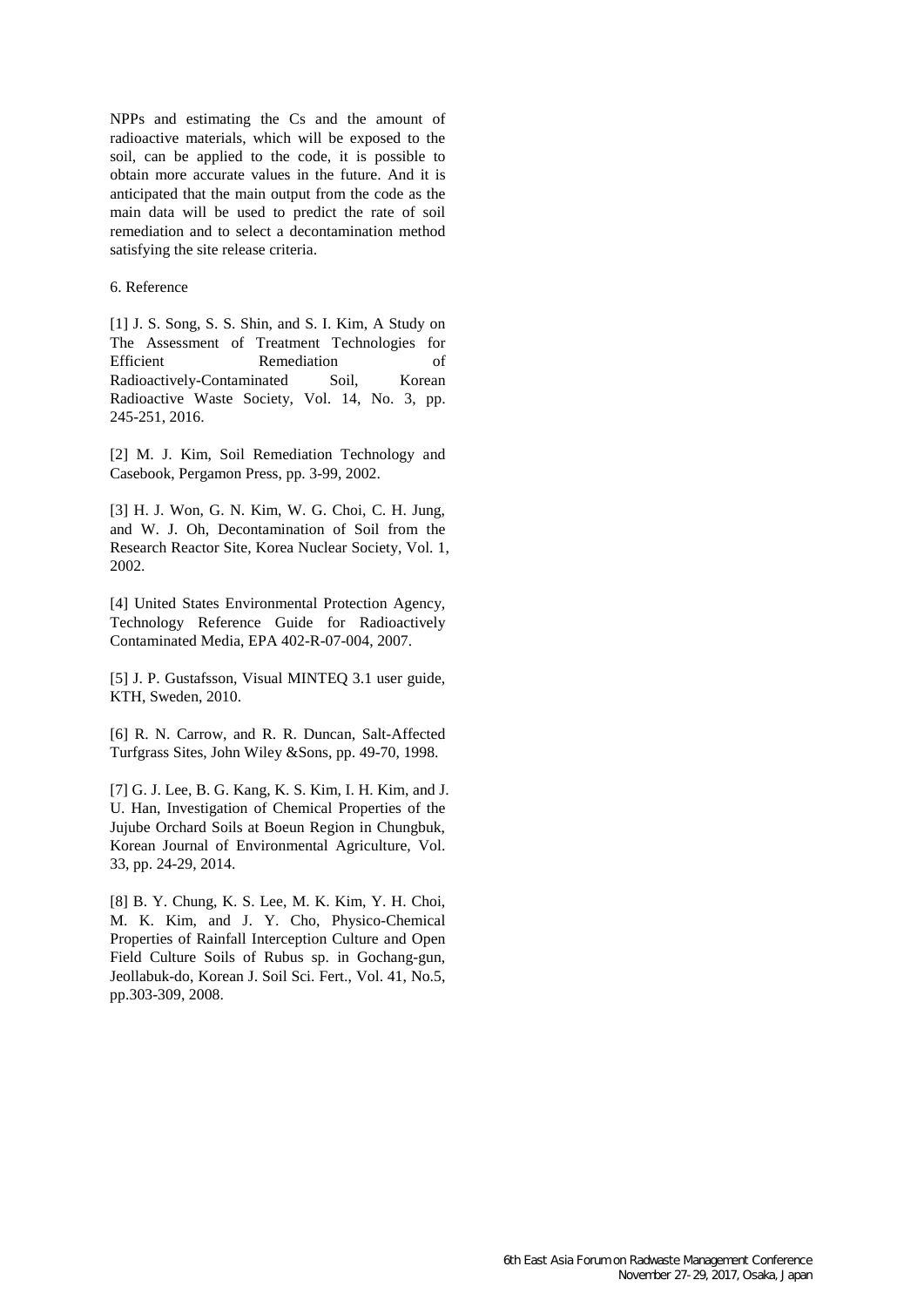NPPs and estimating the Cs and the amount of radioactive materials, which will be exposed to the soil, can be applied to the code, it is possible to obtain more accurate values in the future. And it is anticipated that the main output from the code as the main data will be used to predict the rate of soil remediation and to select a decontamination method satisfying the site release criteria.

## 6. Reference

[1] J. S. Song, S. S. Shin, and S. I. Kim, A Study on The Assessment of Treatment Technologies for Efficient Remediation of Radioactively-Contaminated Soil, Korean Radioactive Waste Society, Vol. 14, No. 3, pp. 245-251, 2016.

[2] M. J. Kim, Soil Remediation Technology and Casebook, Pergamon Press, pp. 3-99, 2002.

[3] H. J. Won, G. N. Kim, W. G. Choi, C. H. Jung, and W. J. Oh, Decontamination of Soil from the Research Reactor Site, Korea Nuclear Society, Vol. 1, 2002.

[4] United States Environmental Protection Agency, Technology Reference Guide for Radioactively Contaminated Media, EPA 402-R-07-004, 2007.

[5] J. P. Gustafsson, Visual MINTEQ 3.1 user guide, KTH, Sweden, 2010.

[6] R. N. Carrow, and R. R. Duncan, Salt-Affected Turfgrass Sites, John Wiley &Sons, pp. 49-70, 1998.

[7] G. J. Lee, B. G. Kang, K. S. Kim, I. H. Kim, and J. U. Han, Investigation of Chemical Properties of the Jujube Orchard Soils at Boeun Region in Chungbuk, Korean Journal of Environmental Agriculture, Vol. 33, pp. 24-29, 2014.

[8] B. Y. Chung, K. S. Lee, M. K. Kim, Y. H. Choi, M. K. Kim, and J. Y. Cho, Physico-Chemical Properties of Rainfall Interception Culture and Open Field Culture Soils of Rubus sp. in Gochang-gun, Jeollabuk-do, Korean J. Soil Sci. Fert., Vol. 41, No.5, pp.303-309, 2008.